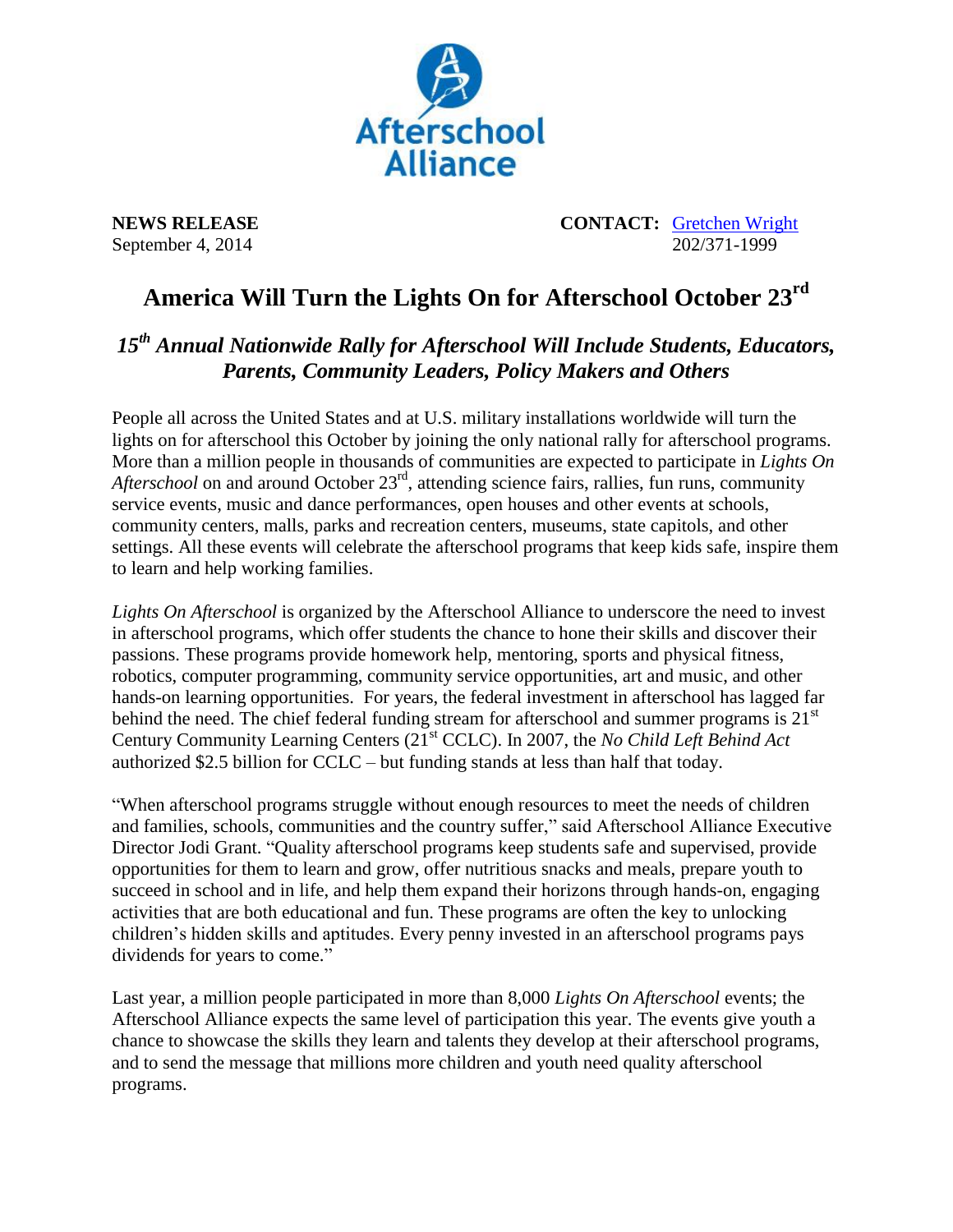Afterschool Alliance

**NEWS RELEASE**
September 4, 2014

**CONTACT:** Gretchen Wright
202/371-1999

# America Will Turn the Lights On for Afterschool October 23rd

## *15th Annual Nationwide Rally for Afterschool Will Include Students, Educators, Parents, Community Leaders, Policy Makers and Others*

People all across the United States and at U.S. military installations worldwide will turn the lights on for afterschool this October by joining the only national rally for afterschool programs. More than a million people in thousands of communities are expected to participate in *Lights On Afterschool* on and around October 23rd, attending science fairs, rallies, fun runs, community service events, music and dance performances, open houses and other events at schools, community centers, malls, parks and recreation centers, museums, state capitols, and other settings. All these events will celebrate the afterschool programs that keep kids safe, inspire them to learn and help working families.

*Lights On Afterschool* is organized by the Afterschool Alliance to underscore the need to invest in afterschool programs, which offer students the chance to hone their skills and discover their passions. These programs provide homework help, mentoring, sports and physical fitness, robotics, computer programming, community service opportunities, art and music, and other hands-on learning opportunities. For years, the federal investment in afterschool has lagged far behind the need. The chief federal funding stream for afterschool and summer programs is 21st Century Community Learning Centers (21st CCLC). In 2007, the *No Child Left Behind Act* authorized $2.5 billion for CCLC – but funding stands at less than half that today.

"When afterschool programs struggle without enough resources to meet the needs of children and families, schools, communities and the country suffer," said Afterschool Alliance Executive Director Jodi Grant. "Quality afterschool programs keep students safe and supervised, provide opportunities for them to learn and grow, offer nutritious snacks and meals, prepare youth to succeed in school and in life, and help them expand their horizons through hands-on, engaging activities that are both educational and fun. These programs are often the key to unlocking children's hidden skills and aptitudes. Every penny invested in an afterschool programs pays dividends for years to come."

Last year, a million people participated in more than 8,000 *Lights On Afterschool* events; the Afterschool Alliance expects the same level of participation this year. The events give youth a chance to showcase the skills they learn and talents they develop at their afterschool programs, and to send the message that millions more children and youth need quality afterschool programs.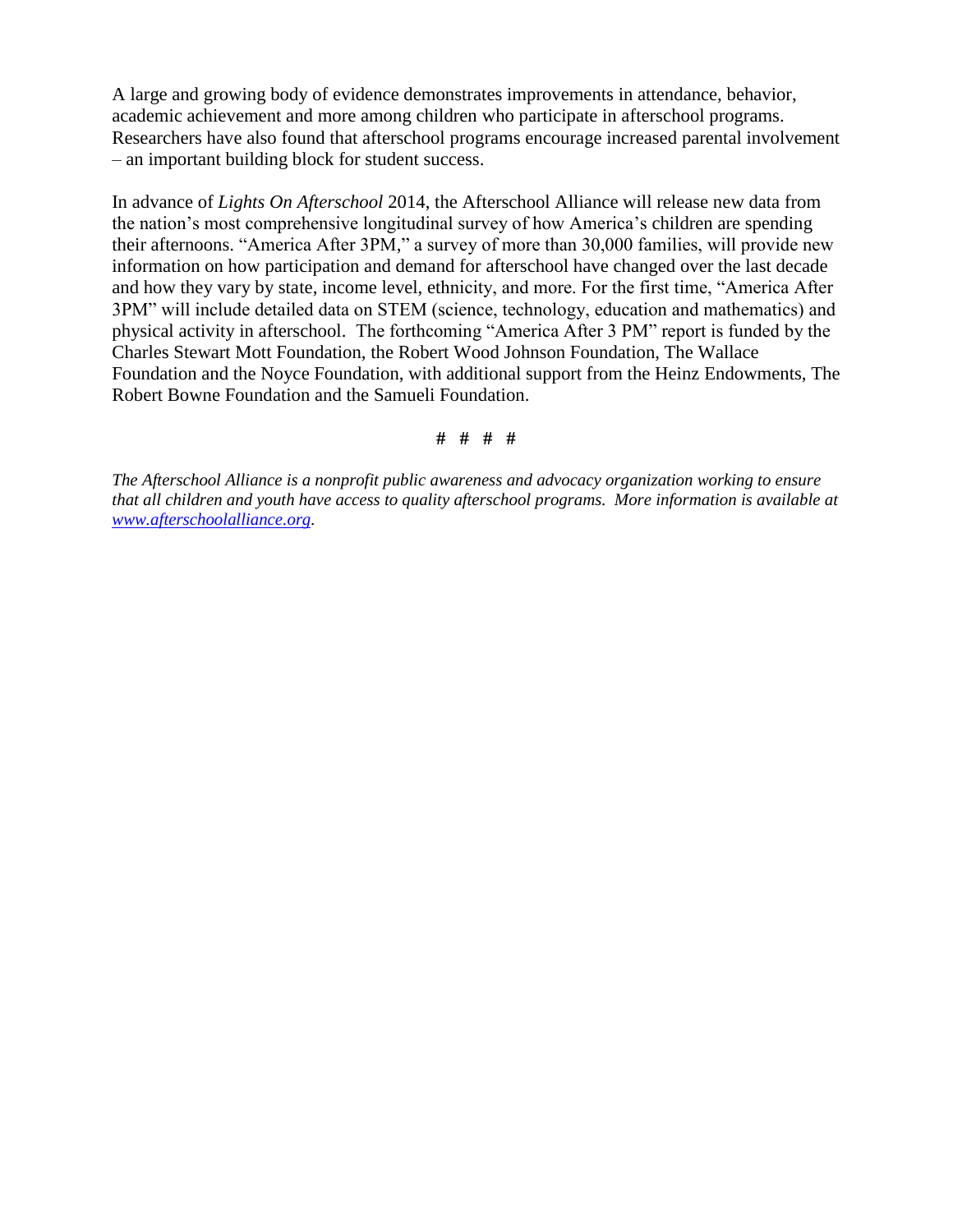A large and growing body of evidence demonstrates improvements in attendance, behavior, academic achievement and more among children who participate in afterschool programs. Researchers have also found that afterschool programs encourage increased parental involvement – an important building block for student success.

In advance of *Lights On Afterschool* 2014, the Afterschool Alliance will release new data from the nation's most comprehensive longitudinal survey of how America's children are spending their afternoons. "America After 3PM," a survey of more than 30,000 families, will provide new information on how participation and demand for afterschool have changed over the last decade and how they vary by state, income level, ethnicity, and more. For the first time, "America After 3PM" will include detailed data on STEM (science, technology, education and mathematics) and physical activity in afterschool. The forthcoming "America After 3 PM" report is funded by the Charles Stewart Mott Foundation, the Robert Wood Johnson Foundation, The Wallace Foundation and the Noyce Foundation, with additional support from the Heinz Endowments, The Robert Bowne Foundation and the Samueli Foundation.

# # # #

*The Afterschool Alliance is a nonprofit public awareness and advocacy organization working to ensure that all children and youth have access to quality afterschool programs. More information is available at [www.afterschoolalliance.org](http://www.afterschoolalliance.org).*